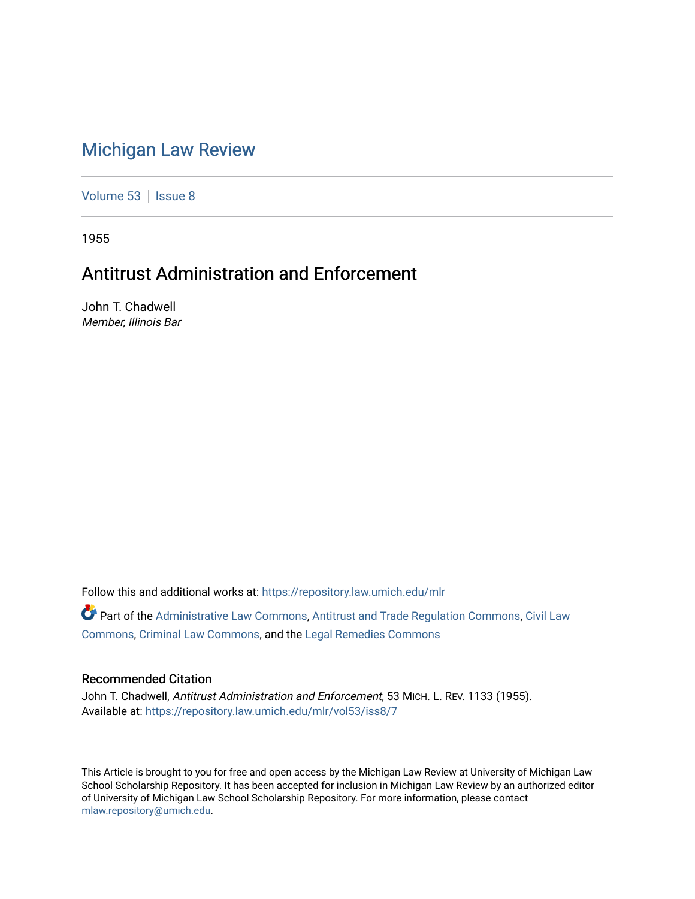# Michigan Law Review

Volume 53 | Issue 8

1955

## Antitrust Administration and Enforcement

John T. Chadwell
*Member, Illinois Bar*

Follow this and additional works at: https://repository.law.umich.edu/mlr

Part of the Administrative Law Commons, Antitrust and Trade Regulation Commons, Civil Law Commons, Criminal Law Commons, and the Legal Remedies Commons

### Recommended Citation

John T. Chadwell, *Antitrust Administration and Enforcement*, 53 MICH. L. REV. 1133 (1955).
Available at: https://repository.law.umich.edu/mlr/vol53/iss8/7

This Article is brought to you for free and open access by the Michigan Law Review at University of Michigan Law School Scholarship Repository. It has been accepted for inclusion in Michigan Law Review by an authorized editor of University of Michigan Law School Scholarship Repository. For more information, please contact mlaw.repository@umich.edu.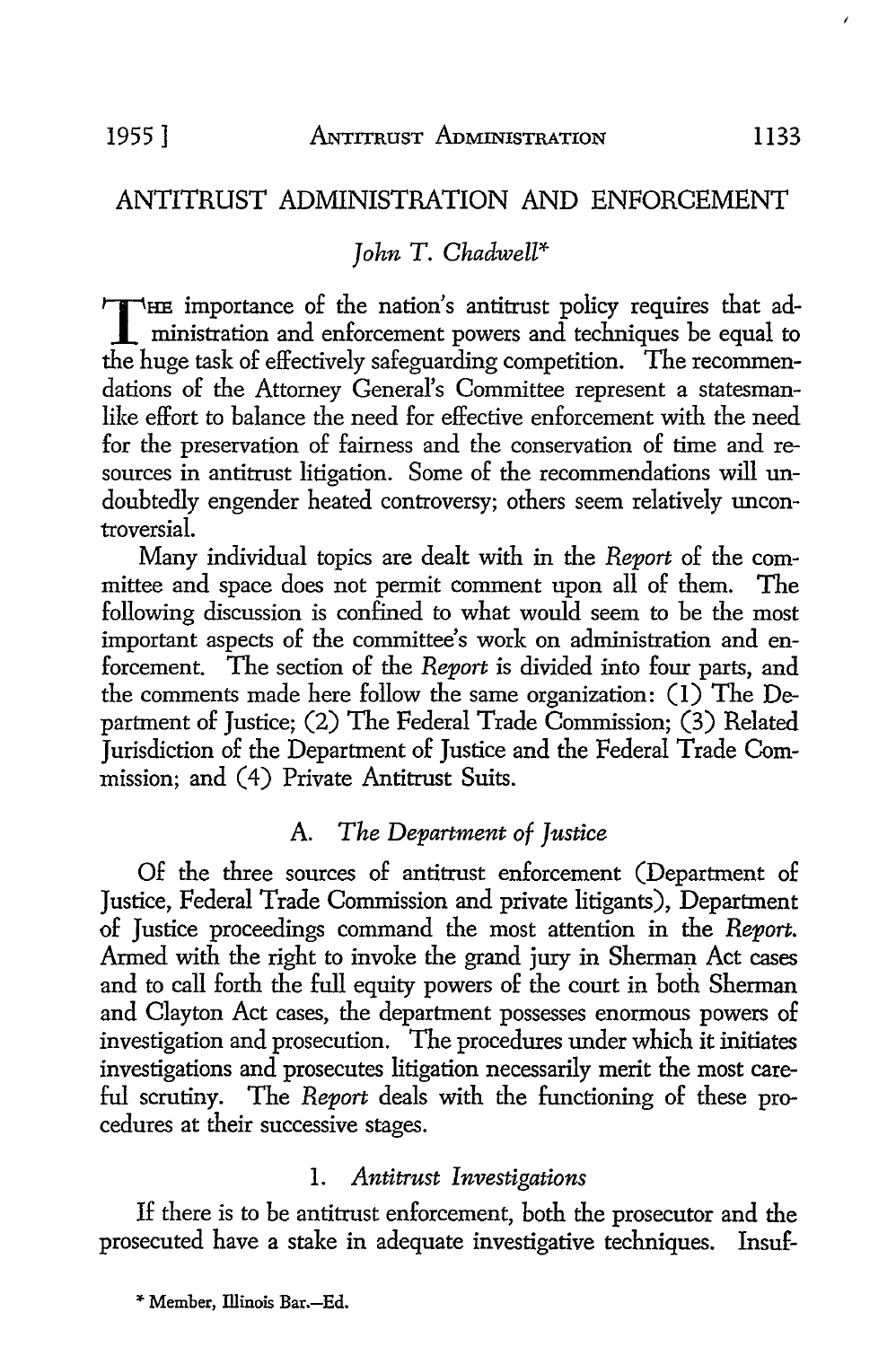# ANTITRUST ADMINISTRATION AND ENFORCEMENT

*John T. Chadwell\**

THE importance of the nation's antitrust policy requires that administration and enforcement powers and techniques be equal to the huge task of effectively safeguarding competition. The recommendations of the Attorney General's Committee represent a statesmanlike effort to balance the need for effective enforcement with the need for the preservation of fairness and the conservation of time and resources in antitrust litigation. Some of the recommendations will undoubtedly engender heated controversy; others seem relatively uncontroversial.

Many individual topics are dealt with in the *Report* of the committee and space does not permit comment upon all of them. The following discussion is confined to what would seem to be the most important aspects of the committee's work on administration and enforcement. The section of the *Report* is divided into four parts, and the comments made here follow the same organization: (1) The Department of Justice; (2) The Federal Trade Commission; (3) Related Jurisdiction of the Department of Justice and the Federal Trade Commission; and (4) Private Antitrust Suits.

## A. *The Department of Justice*

Of the three sources of antitrust enforcement (Department of Justice, Federal Trade Commission and private litigants), Department of Justice proceedings command the most attention in the *Report*. Armed with the right to invoke the grand jury in Sherman Act cases and to call forth the full equity powers of the court in both Sherman and Clayton Act cases, the department possesses enormous powers of investigation and prosecution. The procedures under which it initiates investigations and prosecutes litigation necessarily merit the most careful scrutiny. The *Report* deals with the functioning of these procedures at their successive stages.

### 1. *Antitrust Investigations*

If there is to be antitrust enforcement, both the prosecutor and the prosecuted have a stake in adequate investigative techniques. Insuf-

\* Member, Illinois Bar.—Ed.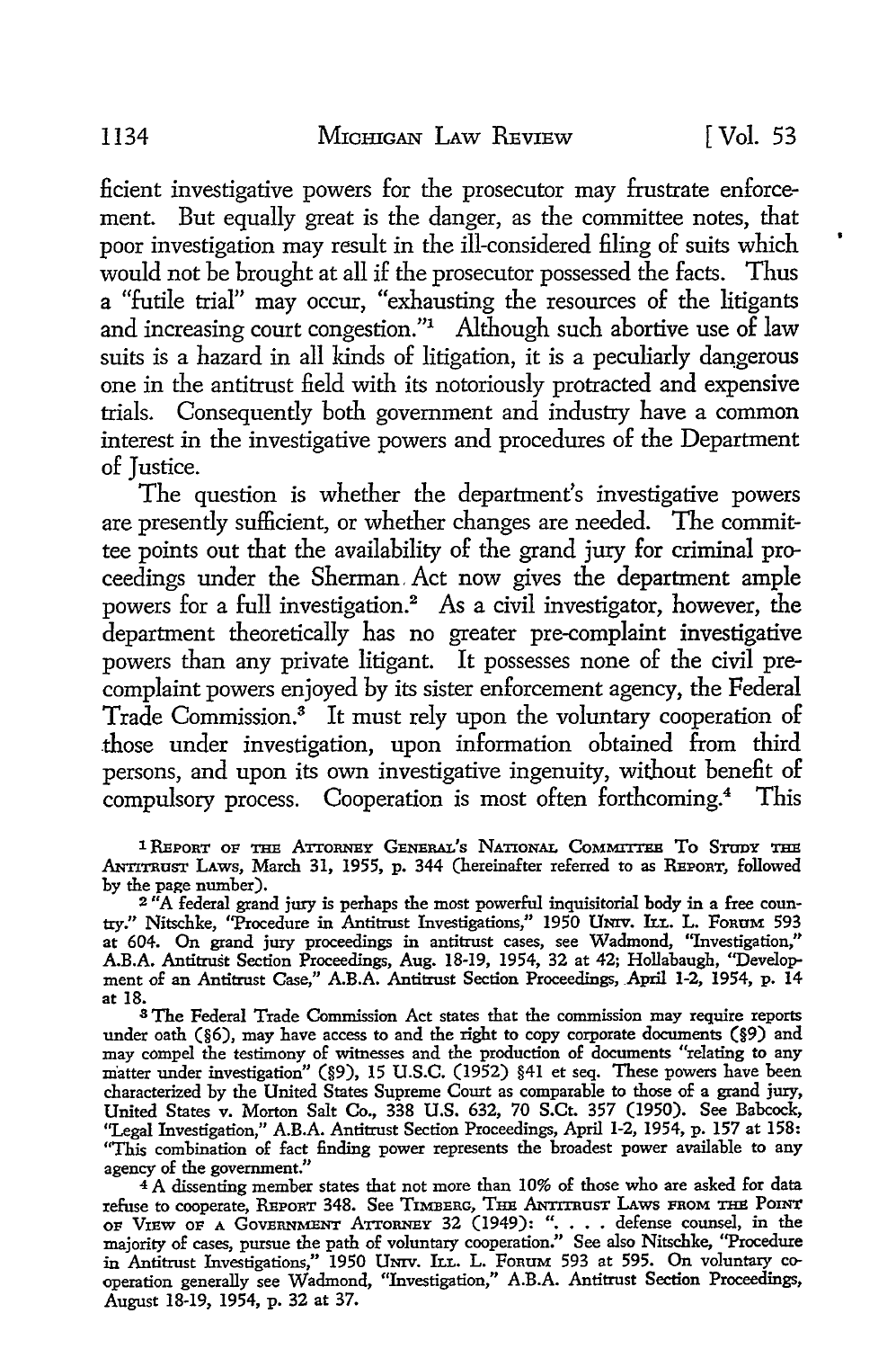ficient investigative powers for the prosecutor may frustrate enforcement. But equally great is the danger, as the committee notes, that poor investigation may result in the ill-considered filing of suits which would not be brought at all if the prosecutor possessed the facts. Thus a "futile trial" may occur, "exhausting the resources of the litigants and increasing court congestion."[1] Although such abortive use of law suits is a hazard in all kinds of litigation, it is a peculiarly dangerous one in the antitrust field with its notoriously protracted and expensive trials. Consequently both government and industry have a common interest in the investigative powers and procedures of the Department of Justice.

The question is whether the department's investigative powers are presently sufficient, or whether changes are needed. The committee points out that the availability of the grand jury for criminal proceedings under the Sherman Act now gives the department ample powers for a full investigation.[2] As a civil investigator, however, the department theoretically has no greater pre-complaint investigative powers than any private litigant. It possesses none of the civil pre-complaint powers enjoyed by its sister enforcement agency, the Federal Trade Commission.[3] It must rely upon the voluntary cooperation of those under investigation, upon information obtained from third persons, and upon its own investigative ingenuity, without benefit of compulsory process. Cooperation is most often forthcoming.[4] This

---

[1] REPORT OF THE ATTORNEY GENERAL'S NATIONAL COMMITTEE TO STUDY THE ANTITRUST LAWS, March 31, 1955, p. 344 (hereinafter referred to as REPORT, followed by the page number).

[2] "A federal grand jury is perhaps the most powerful inquisitorial body in a free country." Nitschke, "Procedure in Antitrust Investigations," 1950 UNIV. ILL. L. FORUM 593 at 604. On grand jury proceedings in antitrust cases, see Wadmond, "Investigation," A.B.A. Antitrust Section Proceedings, Aug. 18-19, 1954, 32 at 42; Hollabaugh, "Development of an Antitrust Case," A.B.A. Antitrust Section Proceedings, April 1-2, 1954, p. 14 at 18.

[3] The Federal Trade Commission Act states that the commission may require reports under oath (§6), may have access to and the right to copy corporate documents (§9) and may compel the testimony of witnesses and the production of documents "relating to any matter under investigation" (§9), 15 U.S.C. (1952) §41 et seq. These powers have been characterized by the United States Supreme Court as comparable to those of a grand jury, United States v. Morton Salt Co., 338 U.S. 632, 70 S.Ct. 357 (1950). See Babcock, "Legal Investigation," A.B.A. Antitrust Section Proceedings, April 1-2, 1954, p. 157 at 158: "This combination of fact finding power represents the broadest power available to any agency of the government."

[4] A dissenting member states that not more than 10% of those who are asked for data refuse to cooperate, REPORT 348. See TIMBERG, THE ANTITRUST LAWS FROM THE POINT OF VIEW OF A GOVERNMENT ATTORNEY 32 (1949): ". . . . defense counsel, in the majority of cases, pursue the path of voluntary cooperation." See also Nitschke, "Procedure in Antitrust Investigations," 1950 UNIV. ILL. L. FORUM 593 at 595. On voluntary cooperation generally see Wadmond, "Investigation," A.B.A. Antitrust Section Proceedings, August 18-19, 1954, p. 32 at 37.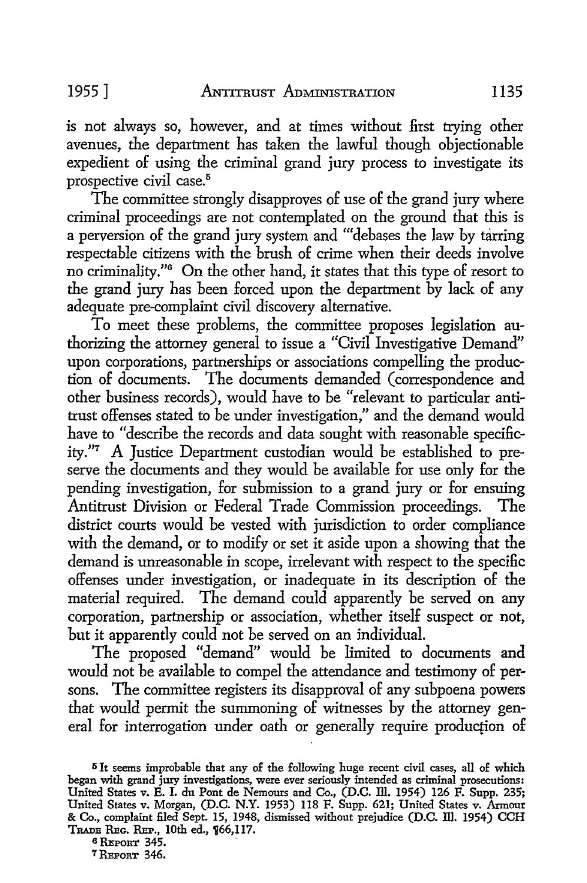is not always so, however, and at times without first trying other avenues, the department has taken the lawful though objectionable expedient of using the criminal grand jury process to investigate its prospective civil case.[5]

The committee strongly disapproves of use of the grand jury where criminal proceedings are not contemplated on the ground that this is a perversion of the grand jury system and "'debases the law by tarring respectable citizens with the brush of crime when their deeds involve no criminality."[6] On the other hand, it states that this type of resort to the grand jury has been forced upon the department by lack of any adequate pre-complaint civil discovery alternative.

To meet these problems, the committee proposes legislation authorizing the attorney general to issue a "Civil Investigative Demand" upon corporations, partnerships or associations compelling the production of documents. The documents demanded (correspondence and other business records), would have to be "relevant to particular antitrust offenses stated to be under investigation," and the demand would have to "describe the records and data sought with reasonable specificity."[7] A Justice Department custodian would be established to preserve the documents and they would be available for use only for the pending investigation, for submission to a grand jury or for ensuing Antitrust Division or Federal Trade Commission proceedings. The district courts would be vested with jurisdiction to order compliance with the demand, or to modify or set it aside upon a showing that the demand is unreasonable in scope, irrelevant with respect to the specific offenses under investigation, or inadequate in its description of the material required. The demand could apparently be served on any corporation, partnership or association, whether itself suspect or not, but it apparently could not be served on an individual.

The proposed "demand" would be limited to documents and would not be available to compel the attendance and testimony of persons. The committee registers its disapproval of any subpoena powers that would permit the summoning of witnesses by the attorney general for interrogation under oath or generally require production of

[5] It seems improbable that any of the following huge recent civil cases, all of which began with grand jury investigations, were ever seriously intended as criminal prosecutions: United States v. E. I. du Pont de Nemours and Co., (D.C. Ill. 1954) 126 F. Supp. 235; United States v. Morgan, (D.C. N.Y. 1953) 118 F. Supp. 621; United States v. Armour & Co., complaint filed Sept. 15, 1948, dismissed without prejudice (D.C. Ill. 1954) CCH TRADE REG. REP., 10th ed., ¶66,117.

[6] REPORT 345.

[7] REPORT 346.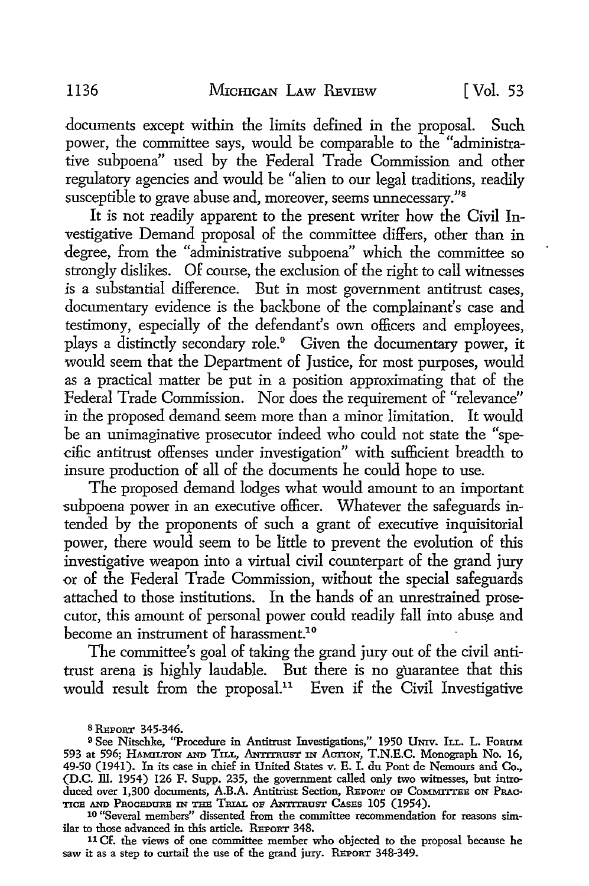documents except within the limits defined in the proposal. Such power, the committee says, would be comparable to the "administrative subpoena" used by the Federal Trade Commission and other regulatory agencies and would be "alien to our legal traditions, readily susceptible to grave abuse and, moreover, seems unnecessary."[8]

It is not readily apparent to the present writer how the Civil Investigative Demand proposal of the committee differs, other than in degree, from the "administrative subpoena" which the committee so strongly dislikes. Of course, the exclusion of the right to call witnesses is a substantial difference. But in most government antitrust cases, documentary evidence is the backbone of the complainant's case and testimony, especially of the defendant's own officers and employees, plays a distinctly secondary role.[9] Given the documentary power, it would seem that the Department of Justice, for most purposes, would as a practical matter be put in a position approximating that of the Federal Trade Commission. Nor does the requirement of "relevance" in the proposed demand seem more than a minor limitation. It would be an unimaginative prosecutor indeed who could not state the "specific antitrust offenses under investigation" with sufficient breadth to insure production of all of the documents he could hope to use.

The proposed demand lodges what would amount to an important subpoena power in an executive officer. Whatever the safeguards intended by the proponents of such a grant of executive inquisitorial power, there would seem to be little to prevent the evolution of this investigative weapon into a virtual civil counterpart of the grand jury or of the Federal Trade Commission, without the special safeguards attached to those institutions. In the hands of an unrestrained prosecutor, this amount of personal power could readily fall into abuse and become an instrument of harassment.[10]

The committee's goal of taking the grand jury out of the civil antitrust arena is highly laudable. But there is no guarantee that this would result from the proposal.[11] Even if the Civil Investigative

---

[8] REPORT 345-346.

[9] See Nitschke, "Procedure in Antitrust Investigations," 1950 UNIV. ILL. L. FORUM 593 at 596; HAMILTON AND TILL, ANTITRUST IN ACTION, T.N.E.C. Monograph No. 16, 49-50 (1941). In its case in chief in United States v. E. I. du Pont de Nemours and Co., (D.C. Ill. 1954) 126 F. Supp. 235, the government called only two witnesses, but introduced over 1,300 documents, A.B.A. Antitrust Section, REPORT OF COMMITTEE ON PRACTICE AND PROCEDURE IN THE TRIAL OF ANTITRUST CASES 105 (1954).

[10] "Several members" dissented from the committee recommendation for reasons similar to those advanced in this article. REPORT 348.

[11] Cf. the views of one committee member who objected to the proposal because he saw it as a step to curtail the use of the grand jury. REPORT 348-349.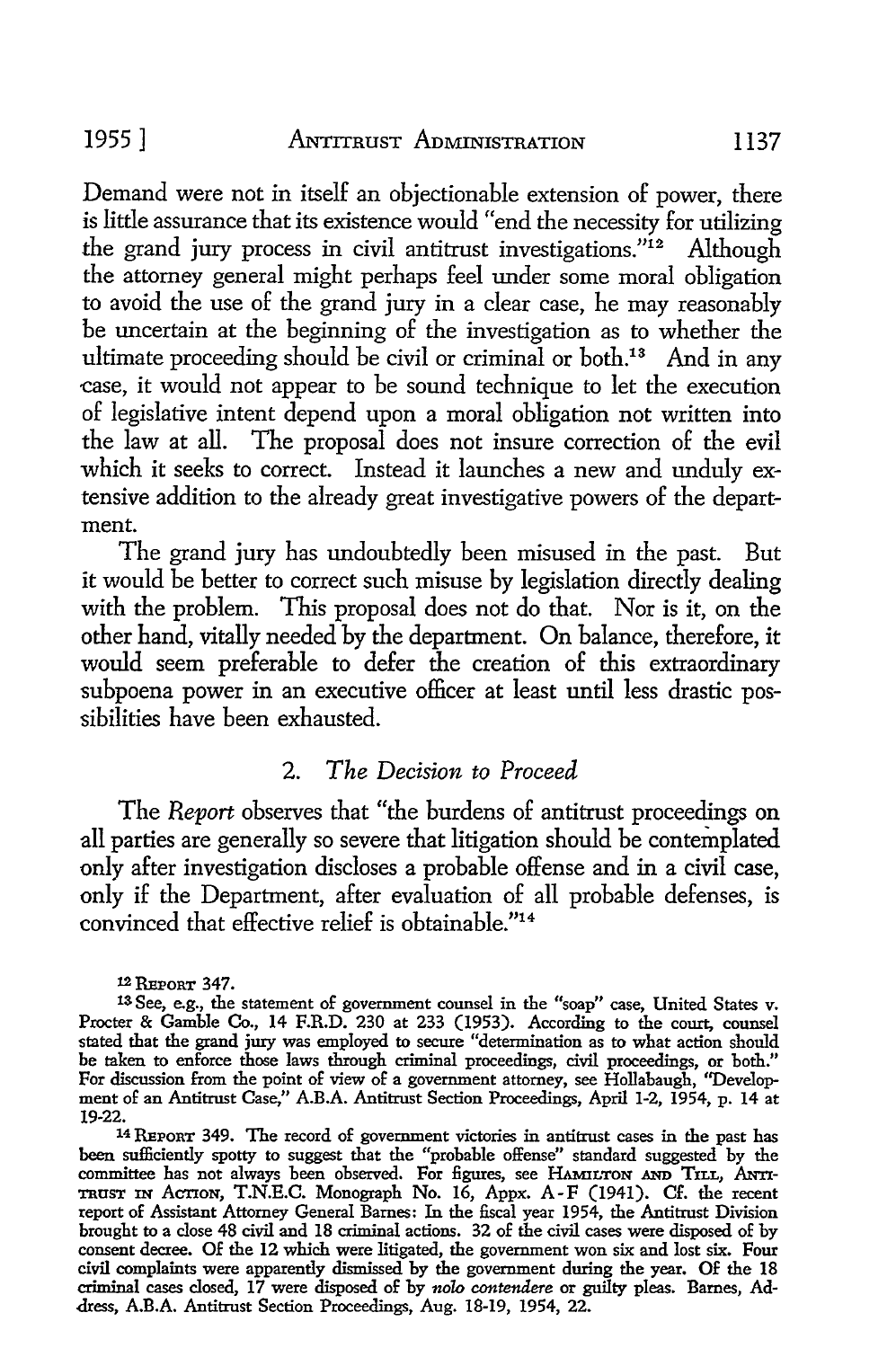Demand were not in itself an objectionable extension of power, there is little assurance that its existence would "end the necessity for utilizing the grand jury process in civil antitrust investigations."[12] Although the attorney general might perhaps feel under some moral obligation to avoid the use of the grand jury in a clear case, he may reasonably be uncertain at the beginning of the investigation as to whether the ultimate proceeding should be civil or criminal or both.[13] And in any case, it would not appear to be sound technique to let the execution of legislative intent depend upon a moral obligation not written into the law at all. The proposal does not insure correction of the evil which it seeks to correct. Instead it launches a new and unduly extensive addition to the already great investigative powers of the department.

The grand jury has undoubtedly been misused in the past. But it would be better to correct such misuse by legislation directly dealing with the problem. This proposal does not do that. Nor is it, on the other hand, vitally needed by the department. On balance, therefore, it would seem preferable to defer the creation of this extraordinary subpoena power in an executive officer at least until less drastic possibilities have been exhausted.

## 2. *The Decision to Proceed*

The *Report* observes that "the burdens of antitrust proceedings on all parties are generally so severe that litigation should be contemplated only after investigation discloses a probable offense and in a civil case, only if the Department, after evaluation of all probable defenses, is convinced that effective relief is obtainable."[14]

---

[12] REPORT 347.

[13] See, e.g., the statement of government counsel in the "soap" case, United States v. Procter & Gamble Co., 14 F.R.D. 230 at 233 (1953). According to the court, counsel stated that the grand jury was employed to secure "determination as to what action should be taken to enforce those laws through criminal proceedings, civil proceedings, or both." For discussion from the point of view of a government attorney, see Hollabaugh, "Development of an Antitrust Case," A.B.A. Antitrust Section Proceedings, April 1-2, 1954, p. 14 at 19-22.

[14] REPORT 349. The record of government victories in antitrust cases in the past has been sufficiently spotty to suggest that the "probable offense" standard suggested by the committee has not always been observed. For figures, see HAMILTON AND TILL, ANTITRUST IN ACTION, T.N.E.C. Monograph No. 16, Appx. A-F (1941). Cf. the recent report of Assistant Attorney General Barnes: In the fiscal year 1954, the Antitrust Division brought to a close 48 civil and 18 criminal actions. 32 of the civil cases were disposed of by consent decree. Of the 12 which were litigated, the government won six and lost six. Four civil complaints were apparently dismissed by the government during the year. Of the 18 criminal cases closed, 17 were disposed of by *nolo contendere* or guilty pleas. Barnes, Address, A.B.A. Antitrust Section Proceedings, Aug. 18-19, 1954, 22.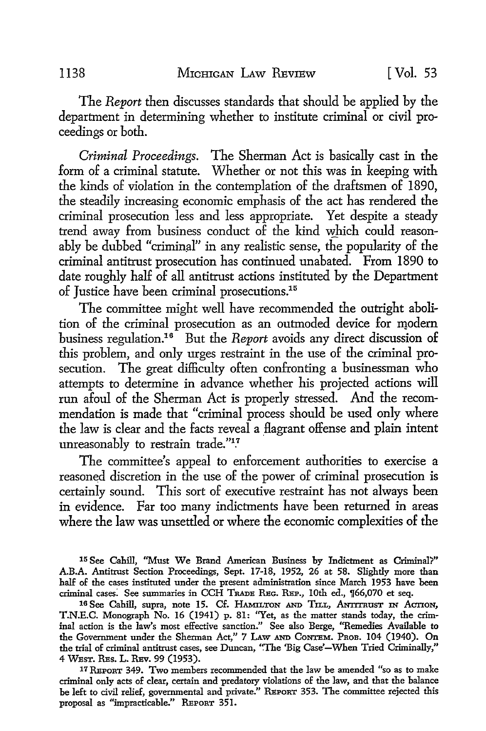The *Report* then discusses standards that should be applied by the department in determining whether to institute criminal or civil proceedings or both.

*Criminal Proceedings.* The Sherman Act is basically cast in the form of a criminal statute. Whether or not this was in keeping with the kinds of violation in the contemplation of the draftsmen of 1890, the steadily increasing economic emphasis of the act has rendered the criminal prosecution less and less appropriate. Yet despite a steady trend away from business conduct of the kind which could reasonably be dubbed "criminal" in any realistic sense, the popularity of the criminal antitrust prosecution has continued unabated. From 1890 to date roughly half of all antitrust actions instituted by the Department of Justice have been criminal prosecutions.[15]

The committee might well have recommended the outright abolition of the criminal prosecution as an outmoded device for modern business regulation.[16] But the *Report* avoids any direct discussion of this problem, and only urges restraint in the use of the criminal prosecution. The great difficulty often confronting a businessman who attempts to determine in advance whether his projected actions will run afoul of the Sherman Act is properly stressed. And the recommendation is made that "criminal process should be used only where the law is clear and the facts reveal a flagrant offense and plain intent unreasonably to restrain trade."[17]

The committee's appeal to enforcement authorities to exercise a reasoned discretion in the use of the power of criminal prosecution is certainly sound. This sort of executive restraint has not always been in evidence. Far too many indictments have been returned in areas where the law was unsettled or where the economic complexities of the

---

[15] See Cahill, "Must We Brand American Business by Indictment as Criminal?" A.B.A. Antitrust Section Proceedings, Sept. 17-18, 1952, 26 at 58. Slightly more than half of the cases instituted under the present administration since March 1953 have been criminal cases. See summaries in CCH TRADE REG. REP., 10th ed., ¶66,070 et seq.

[16] See Cahill, supra, note 15. Cf. HAMILTON AND TILL, ANTITRUST IN ACTION, T.N.E.C. Monograph No. 16 (1941) p. 81: "Yet, as the matter stands today, the criminal action is the law's most effective sanction." See also Berge, "Remedies Available to the Government under the Sherman Act," 7 LAW AND CONTEM. PROB. 104 (1940). On the trial of criminal antitrust cases, see Duncan, "The 'Big Case'—When Tried Criminally," 4 WEST. RES. L. REV. 99 (1953).

[17] REPORT 349. Two members recommended that the law be amended "so as to make criminal only acts of clear, certain and predatory violations of the law, and that the balance be left to civil relief, governmental and private." REPORT 353. The committee rejected this proposal as "impracticable." REPORT 351.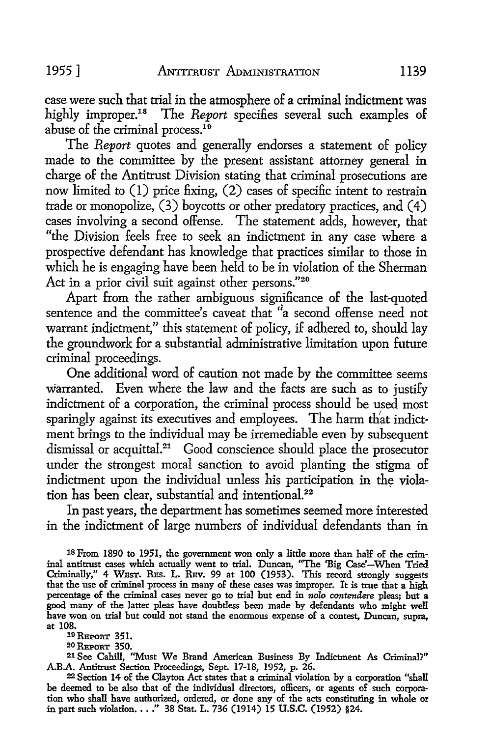case were such that trial in the atmosphere of a criminal indictment was highly improper.[18] The *Report* specifies several such examples of abuse of the criminal process.[19]

The *Report* quotes and generally endorses a statement of policy made to the committee by the present assistant attorney general in charge of the Antitrust Division stating that criminal prosecutions are now limited to (1) price fixing, (2) cases of specific intent to restrain trade or monopolize, (3) boycotts or other predatory practices, and (4) cases involving a second offense. The statement adds, however, that "the Division feels free to seek an indictment in any case where a prospective defendant has knowledge that practices similar to those in which he is engaging have been held to be in violation of the Sherman Act in a prior civil suit against other persons."[20]

Apart from the rather ambiguous significance of the last-quoted sentence and the committee's caveat that "a second offense need not warrant indictment," this statement of policy, if adhered to, should lay the groundwork for a substantial administrative limitation upon future criminal proceedings.

One additional word of caution not made by the committee seems warranted. Even where the law and the facts are such as to justify indictment of a corporation, the criminal process should be used most sparingly against its executives and employees. The harm that indictment brings to the individual may be irremediable even by subsequent dismissal or acquittal.[21] Good conscience should place the prosecutor under the strongest moral sanction to avoid planting the stigma of indictment upon the individual unless his participation in the violation has been clear, substantial and intentional.[22]

In past years, the department has sometimes seemed more interested in the indictment of large numbers of individual defendants than in

[18] From 1890 to 1951, the government won only a little more than half of the criminal antitrust cases which actually went to trial. Duncan, "The 'Big Case'—When Tried Criminally," 4 WEST. RES. L. REV. 99 at 100 (1953). This record strongly suggests that the use of criminal process in many of these cases was improper. It is true that a high percentage of the criminal cases never go to trial but end in *nolo contendere* pleas; but a good many of the latter pleas have doubtless been made by defendants who might well have won on trial but could not stand the enormous expense of a contest, Duncan, supra, at 108.

[19] REPORT 351.

[20] REPORT 350.

[21] See Cahill, "Must We Brand American Business By Indictment As Criminal?" A.B.A. Antitrust Section Proceedings, Sept. 17-18, 1952, p. 26.

[22] Section 14 of the Clayton Act states that a criminal violation by a corporation "shall be deemed to be also that of the individual directors, officers, or agents of such corporation who shall have authorized, ordered, or done any of the acts constituting in whole or in part such violation. . . ." 38 Stat. L. 736 (1914) 15 U.S.C. (1952) §24.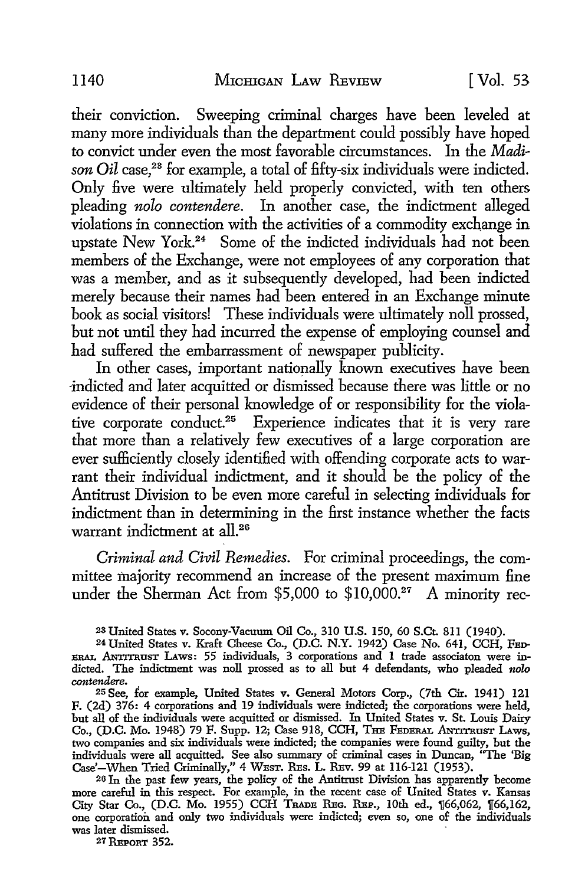their conviction. Sweeping criminal charges have been leveled at many more individuals than the department could possibly have hoped to convict under even the most favorable circumstances. In the *Madison Oil* case,[23] for example, a total of fifty-six individuals were indicted. Only five were ultimately held properly convicted, with ten others pleading *nolo contendere*. In another case, the indictment alleged violations in connection with the activities of a commodity exchange in upstate New York.[24] Some of the indicted individuals had not been members of the Exchange, were not employees of any corporation that was a member, and as it subsequently developed, had been indicted merely because their names had been entered in an Exchange minute book as social visitors! These individuals were ultimately noll prossed, but not until they had incurred the expense of employing counsel and had suffered the embarrassment of newspaper publicity.

In other cases, important nationally known executives have been indicted and later acquitted or dismissed because there was little or no evidence of their personal knowledge of or responsibility for the violative corporate conduct.[25] Experience indicates that it is very rare that more than a relatively few executives of a large corporation are ever sufficiently closely identified with offending corporate acts to warrant their individual indictment, and it should be the policy of the Antitrust Division to be even more careful in selecting individuals for indictment than in determining in the first instance whether the facts warrant indictment at all.[26]

*Criminal and Civil Remedies.* For criminal proceedings, the committee majority recommend an increase of the present maximum fine under the Sherman Act from $5,000 to $10,000.[27] A minority rec-

---

[23] United States v. Socony-Vacuum Oil Co., 310 U.S. 150, 60 S.Ct. 811 (1940).

[24] United States v. Kraft Cheese Co., (D.C. N.Y. 1942) Case No. 641, CCH, FEDERAL ANTITRUST LAWS: 55 individuals, 3 corporations and 1 trade associaton were indicted. The indictment was noll prossed as to all but 4 defendants, who pleaded *nolo contendere*.

[25] See, for example, United States v. General Motors Corp., (7th Cir. 1941) 121 F. (2d) 376: 4 corporations and 19 individuals were indicted; the corporations were held, but all of the individuals were acquitted or dismissed. In United States v. St. Louis Dairy Co., (D.C. Mo. 1948) 79 F. Supp. 12; Case 918, CCH, THE FEDERAL ANTITRUST LAWS, two companies and six individuals were indicted; the companies were found guilty, but the individuals were all acquitted. See also summary of criminal cases in Duncan, "The 'Big Case'—When Tried Criminally," 4 WEST. RES. L. REV. 99 at 116-121 (1953).

[26] In the past few years, the policy of the Antitrust Division has apparently become more careful in this respect. For example, in the recent case of United States v. Kansas City Star Co., (D.C. Mo. 1955) CCH TRADE REG. REP., 10th ed., ¶66,062, ¶66,162, one corporation and only two individuals were indicted; even so, one of the individuals was later dismissed.

[27] REPORT 352.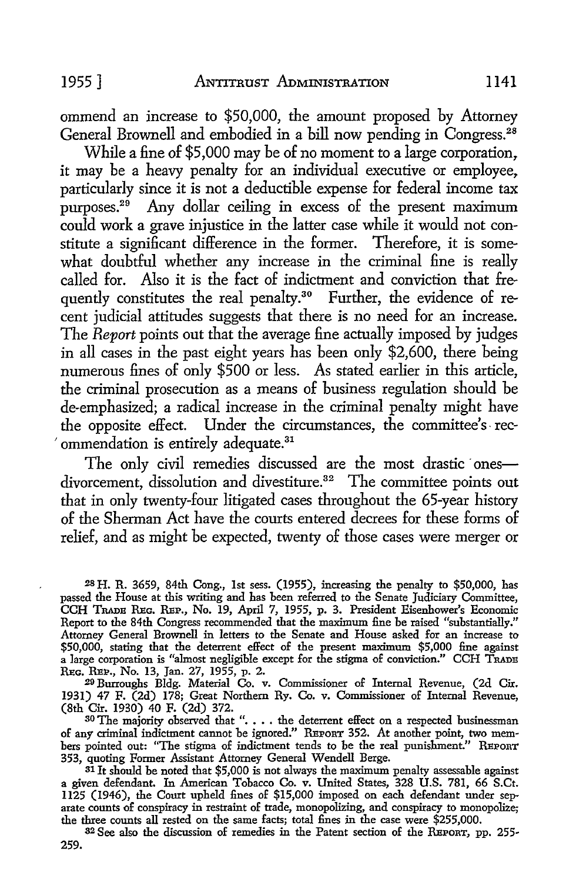ommend an increase to $50,000, the amount proposed by Attorney General Brownell and embodied in a bill now pending in Congress.[28]

While a fine of $5,000 may be of no moment to a large corporation, it may be a heavy penalty for an individual executive or employee, particularly since it is not a deductible expense for federal income tax purposes.[29] Any dollar ceiling in excess of the present maximum could work a grave injustice in the latter case while it would not constitute a significant difference in the former. Therefore, it is somewhat doubtful whether any increase in the criminal fine is really called for. Also it is the fact of indictment and conviction that frequently constitutes the real penalty.[30] Further, the evidence of recent judicial attitudes suggests that there is no need for an increase. The *Report* points out that the average fine actually imposed by judges in all cases in the past eight years has been only $2,600, there being numerous fines of only $500 or less. As stated earlier in this article, the criminal prosecution as a means of business regulation should be de-emphasized; a radical increase in the criminal penalty might have the opposite effect. Under the circumstances, the committee's recommendation is entirely adequate.[31]

The only civil remedies discussed are the most drastic ones—divorcement, dissolution and divestiture.[32] The committee points out that in only twenty-four litigated cases throughout the 65-year history of the Sherman Act have the courts entered decrees for these forms of relief, and as might be expected, twenty of those cases were merger or

---

[28] H. R. 3659, 84th Cong., 1st sess. (1955), increasing the penalty to $50,000, has passed the House at this writing and has been referred to the Senate Judiciary Committee, CCH TRADE REG. REP., No. 19, April 7, 1955, p. 3. President Eisenhower's Economic Report to the 84th Congress recommended that the maximum fine be raised "substantially." Attorney General Brownell in letters to the Senate and House asked for an increase to $50,000, stating that the deterrent effect of the present maximum $5,000 fine against a large corporation is "almost negligible except for the stigma of conviction." CCH TRADE REG. REP., No. 13, Jan. 27, 1955, p. 2.

[29] Burroughs Bldg. Material Co. v. Commissioner of Internal Revenue, (2d Cir. 1931) 47 F. (2d) 178; Great Northern Ry. Co. v. Commissioner of Internal Revenue, (8th Cir. 1930) 40 F. (2d) 372.

[30] The majority observed that ". . . . the deterrent effect on a respected businessman of any criminal indictment cannot be ignored." REPORT 352. At another point, two members pointed out: "The stigma of indictment tends to be the real punishment." REPORT 353, quoting Former Assistant Attorney General Wendell Berge.

[31] It should be noted that $5,000 is not always the maximum penalty assessable against a given defendant. In American Tobacco Co. v. United States, 328 U.S. 781, 66 S.Ct. 1125 (1946), the Court upheld fines of $15,000 imposed on each defendant under separate counts of conspiracy in restraint of trade, monopolizing, and conspiracy to monopolize; the three counts all rested on the same facts; total fines in the case were $255,000.

[32] See also the discussion of remedies in the Patent section of the REPORT, pp. 255-259.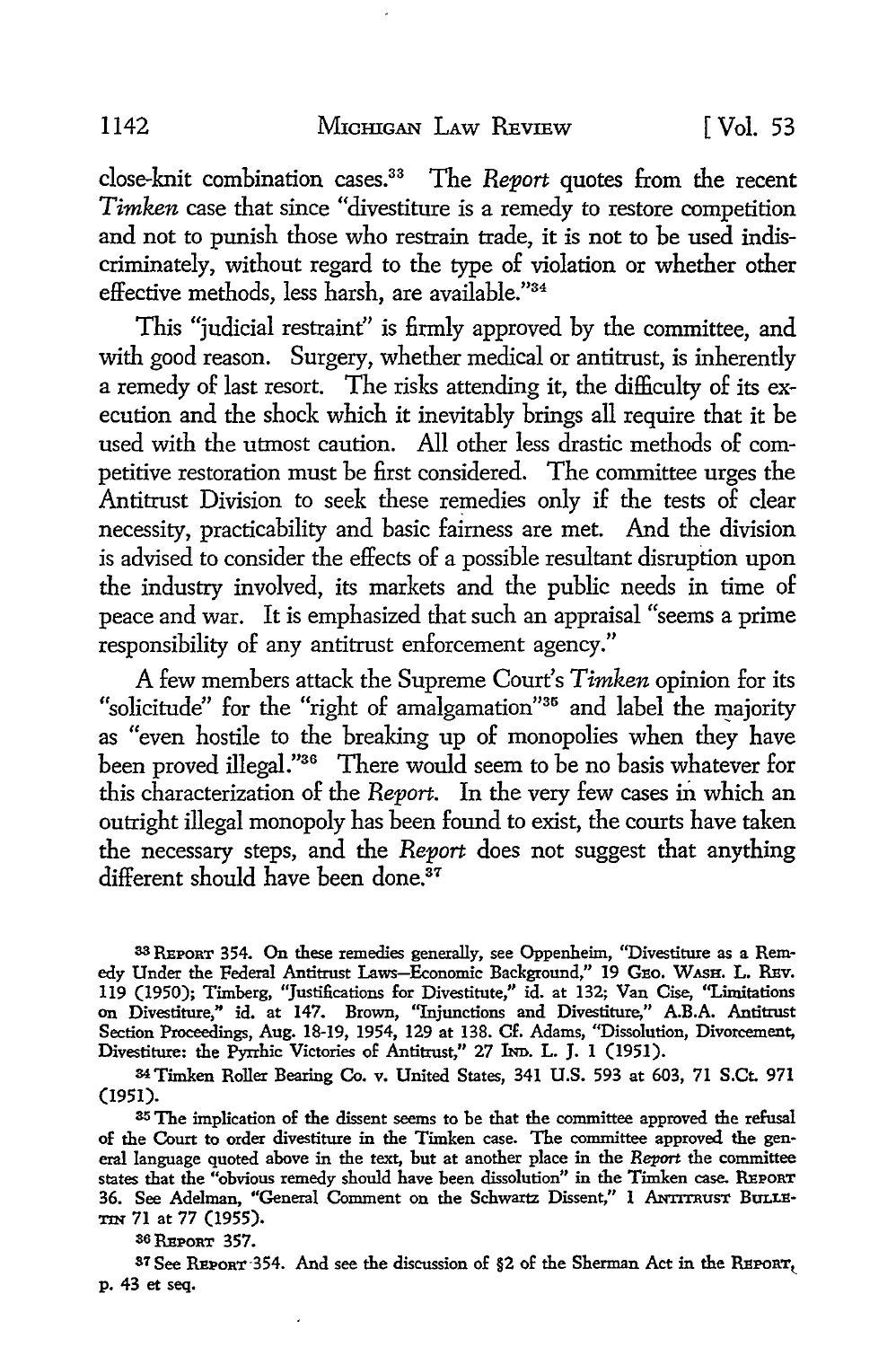close-knit combination cases.[33] The *Report* quotes from the recent *Timken* case that since "divestiture is a remedy to restore competition and not to punish those who restrain trade, it is not to be used indiscriminately, without regard to the type of violation or whether other effective methods, less harsh, are available."[34]

This "judicial restraint" is firmly approved by the committee, and with good reason. Surgery, whether medical or antitrust, is inherently a remedy of last resort. The risks attending it, the difficulty of its execution and the shock which it inevitably brings all require that it be used with the utmost caution. All other less drastic methods of competitive restoration must be first considered. The committee urges the Antitrust Division to seek these remedies only if the tests of clear necessity, practicability and basic fairness are met. And the division is advised to consider the effects of a possible resultant disruption upon the industry involved, its markets and the public needs in time of peace and war. It is emphasized that such an appraisal "seems a prime responsibility of any antitrust enforcement agency."

A few members attack the Supreme Court's *Timken* opinion for its "solicitude" for the "right of amalgamation"[35] and label the majority as "even hostile to the breaking up of monopolies when they have been proved illegal."[36] There would seem to be no basis whatever for this characterization of the *Report*. In the very few cases in which an outright illegal monopoly has been found to exist, the courts have taken the necessary steps, and the *Report* does not suggest that anything different should have been done.[37]

---

[33] REPORT 354. On these remedies generally, see Oppenheim, "Divestiture as a Remedy Under the Federal Antitrust Laws—Economic Background," 19 GEO. WASH. L. REV. 119 (1950); Timberg, "Justifications for Divestitute," id. at 132; Van Cise, "Limitations on Divestiture," id. at 147. Brown, "Injunctions and Divestiture," A.B.A. Antitrust Section Proceedings, Aug. 18-19, 1954, 129 at 138. Cf. Adams, "Dissolution, Divorcement, Divestiture: the Pyrrhic Victories of Antitrust," 27 IND. L. J. 1 (1951).

[34] Timken Roller Bearing Co. v. United States, 341 U.S. 593 at 603, 71 S.Ct. 971 (1951).

[35] The implication of the dissent seems to be that the committee approved the refusal of the Court to order divestiture in the Timken case. The committee approved the general language quoted above in the text, but at another place in the *Report* the committee states that the "obvious remedy should have been dissolution" in the Timken case. REPORT 36. See Adelman, "General Comment on the Schwartz Dissent," 1 ANTITRUST BULLETIN 71 at 77 (1955).

[36] REPORT 357.

[37] See REPORT 354. And see the discussion of §2 of the Sherman Act in the REPORT, p. 43 et seq.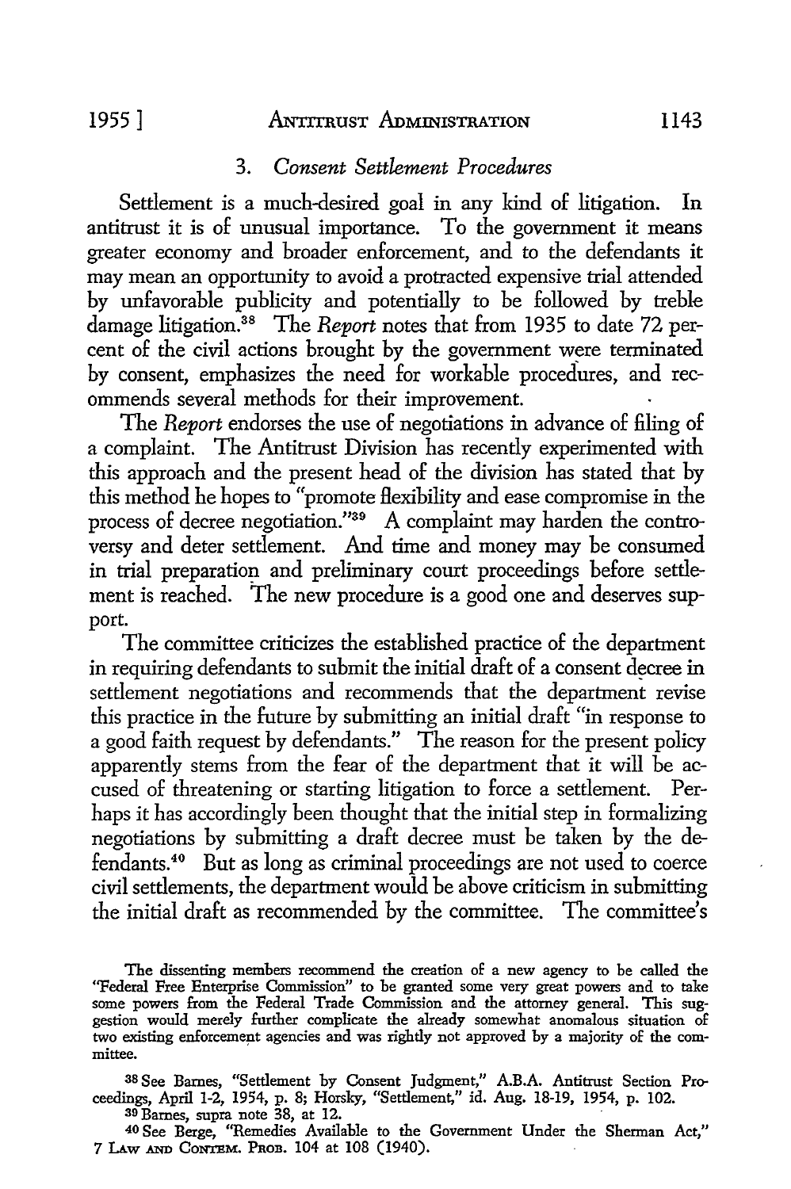### 3. *Consent Settlement Procedures*

Settlement is a much-desired goal in any kind of litigation. In antitrust it is of unusual importance. To the government it means greater economy and broader enforcement, and to the defendants it may mean an opportunity to avoid a protracted expensive trial attended by unfavorable publicity and potentially to be followed by treble damage litigation.[38] The *Report* notes that from 1935 to date 72 percent of the civil actions brought by the government were terminated by consent, emphasizes the need for workable procedures, and recommends several methods for their improvement.

The *Report* endorses the use of negotiations in advance of filing of a complaint. The Antitrust Division has recently experimented with this approach and the present head of the division has stated that by this method he hopes to "promote flexibility and ease compromise in the process of decree negotiation."[39] A complaint may harden the controversy and deter settlement. And time and money may be consumed in trial preparation and preliminary court proceedings before settlement is reached. The new procedure is a good one and deserves support.

The committee criticizes the established practice of the department in requiring defendants to submit the initial draft of a consent decree in settlement negotiations and recommends that the department revise this practice in the future by submitting an initial draft "in response to a good faith request by defendants." The reason for the present policy apparently stems from the fear of the department that it will be accused of threatening or starting litigation to force a settlement. Perhaps it has accordingly been thought that the initial step in formalizing negotiations by submitting a draft decree must be taken by the defendants.[40] But as long as criminal proceedings are not used to coerce civil settlements, the department would be above criticism in submitting the initial draft as recommended by the committee. The committee's

---

The dissenting members recommend the creation of a new agency to be called the "Federal Free Enterprise Commission" to be granted some very great powers and to take some powers from the Federal Trade Commission and the attorney general. This suggestion would merely further complicate the already somewhat anomalous situation of two existing enforcement agencies and was rightly not approved by a majority of the committee.

[38] See Barnes, "Settlement by Consent Judgment," A.B.A. Antitrust Section Proceedings, April 1-2, 1954, p. 8; Horsky, "Settlement," id. Aug. 18-19, 1954, p. 102.

[39] Barnes, supra note 38, at 12.

[40] See Berge, "Remedies Available to the Government Under the Sherman Act," 7 LAW AND CONTEM. PROB. 104 at 108 (1940).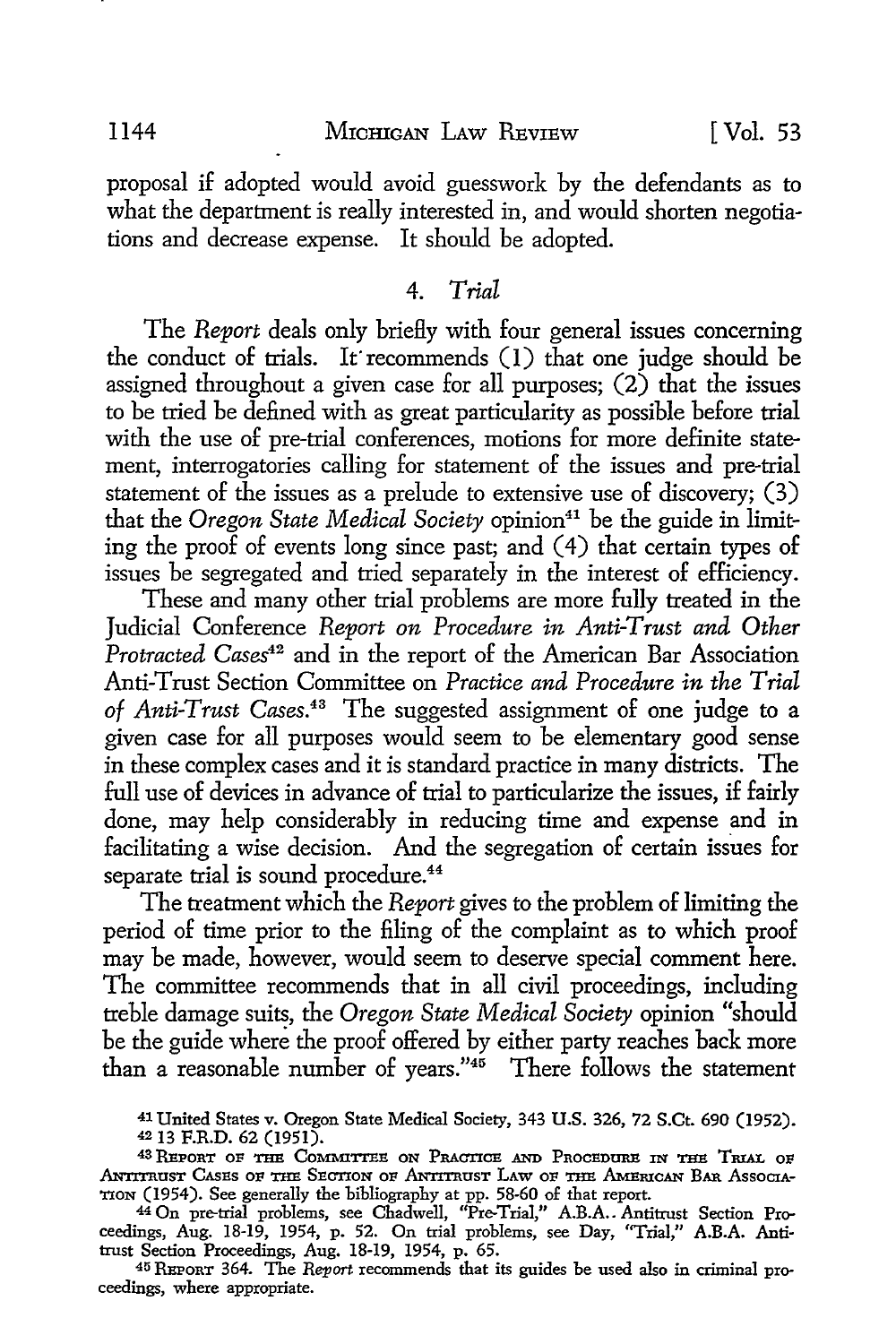proposal if adopted would avoid guesswork by the defendants as to what the department is really interested in, and would shorten negotiations and decrease expense. It should be adopted.

### 4. *Trial*

The *Report* deals only briefly with four general issues concerning the conduct of trials. It recommends (1) that one judge should be assigned throughout a given case for all purposes; (2) that the issues to be tried be defined with as great particularity as possible before trial with the use of pre-trial conferences, motions for more definite statement, interrogatories calling for statement of the issues and pre-trial statement of the issues as a prelude to extensive use of discovery; (3) that the *Oregon State Medical Society* opinion[41] be the guide in limiting the proof of events long since past; and (4) that certain types of issues be segregated and tried separately in the interest of efficiency.

These and many other trial problems are more fully treated in the Judicial Conference *Report on Procedure in Anti-Trust and Other Protracted Cases*[42] and in the report of the American Bar Association Anti-Trust Section Committee on *Practice and Procedure in the Trial of Anti-Trust Cases.*[43] The suggested assignment of one judge to a given case for all purposes would seem to be elementary good sense in these complex cases and it is standard practice in many districts. The full use of devices in advance of trial to particularize the issues, if fairly done, may help considerably in reducing time and expense and in facilitating a wise decision. And the segregation of certain issues for separate trial is sound procedure.[44]

The treatment which the *Report* gives to the problem of limiting the period of time prior to the filing of the complaint as to which proof may be made, however, would seem to deserve special comment here. The committee recommends that in all civil proceedings, including treble damage suits, the *Oregon State Medical Society* opinion "should be the guide where the proof offered by either party reaches back more than a reasonable number of years."[45] There follows the statement

---

[41] United States v. Oregon State Medical Society, 343 U.S. 326, 72 S.Ct. 690 (1952).

[42] 13 F.R.D. 62 (1951).

[43] Report of the Committee on Practice and Procedure in the Trial of Antitrust Cases of the Section of Antitrust Law of the American Bar Association (1954). See generally the bibliography at pp. 58-60 of that report.

[44] On pre-trial problems, see Chadwell, "Pre-Trial," A.B.A. Antitrust Section Proceedings, Aug. 18-19, 1954, p. 52. On trial problems, see Day, "Trial," A.B.A. Antitrust Section Proceedings, Aug. 18-19, 1954, p. 65.

[45] Report 364. The *Report* recommends that its guides be used also in criminal proceedings, where appropriate.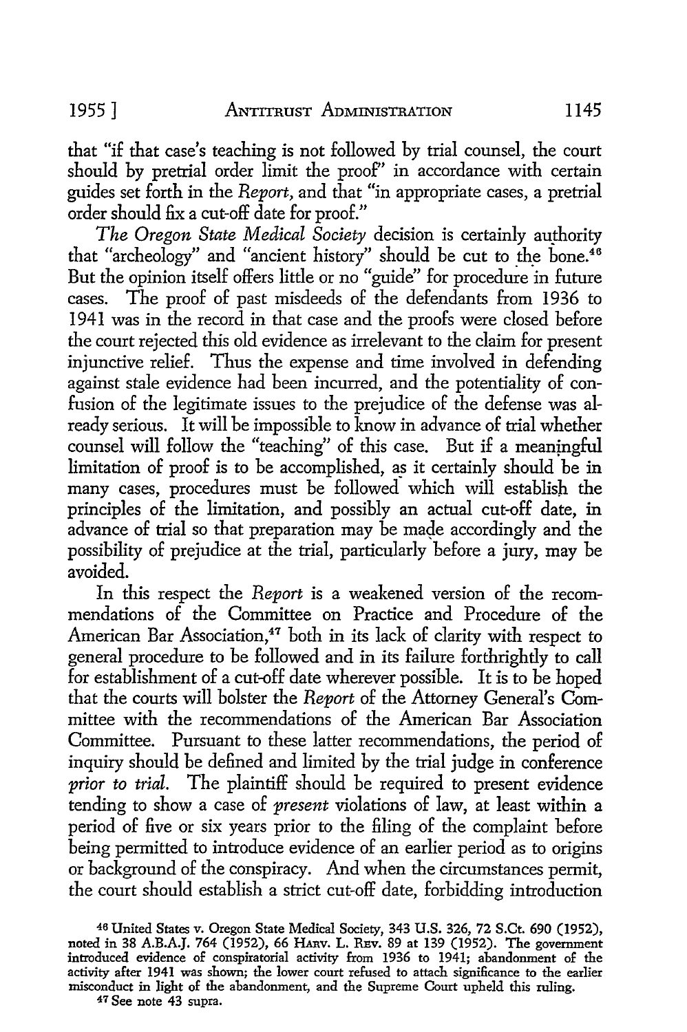that "if that case's teaching is not followed by trial counsel, the court should by pretrial order limit the proof" in accordance with certain guides set forth in the *Report*, and that "in appropriate cases, a pretrial order should fix a cut-off date for proof."

*The Oregon State Medical Society* decision is certainly authority that "archeology" and "ancient history" should be cut to the bone.[46] But the opinion itself offers little or no "guide" for procedure in future cases. The proof of past misdeeds of the defendants from 1936 to 1941 was in the record in that case and the proofs were closed before the court rejected this old evidence as irrelevant to the claim for present injunctive relief. Thus the expense and time involved in defending against stale evidence had been incurred, and the potentiality of confusion of the legitimate issues to the prejudice of the defense was already serious. It will be impossible to know in advance of trial whether counsel will follow the "teaching" of this case. But if a meaningful limitation of proof is to be accomplished, as it certainly should be in many cases, procedures must be followed which will establish the principles of the limitation, and possibly an actual cut-off date, in advance of trial so that preparation may be made accordingly and the possibility of prejudice at the trial, particularly before a jury, may be avoided.

In this respect the *Report* is a weakened version of the recommendations of the Committee on Practice and Procedure of the American Bar Association,[47] both in its lack of clarity with respect to general procedure to be followed and in its failure forthrightly to call for establishment of a cut-off date wherever possible. It is to be hoped that the courts will bolster the *Report* of the Attorney General's Committee with the recommendations of the American Bar Association Committee. Pursuant to these latter recommendations, the period of inquiry should be defined and limited by the trial judge in conference *prior to trial*. The plaintiff should be required to present evidence tending to show a case of *present* violations of law, at least within a period of five or six years prior to the filing of the complaint before being permitted to introduce evidence of an earlier period as to origins or background of the conspiracy. And when the circumstances permit, the court should establish a strict cut-off date, forbidding introduction

---

[46] United States v. Oregon State Medical Society, 343 U.S. 326, 72 S.Ct. 690 (1952), noted in 38 A.B.A.J. 764 (1952), 66 Harv. L. Rev. 89 at 139 (1952). The government introduced evidence of conspiratorial activity from 1936 to 1941; abandonment of the activity after 1941 was shown; the lower court refused to attach significance to the earlier misconduct in light of the abandonment, and the Supreme Court upheld this ruling.

[47] See note 43 supra.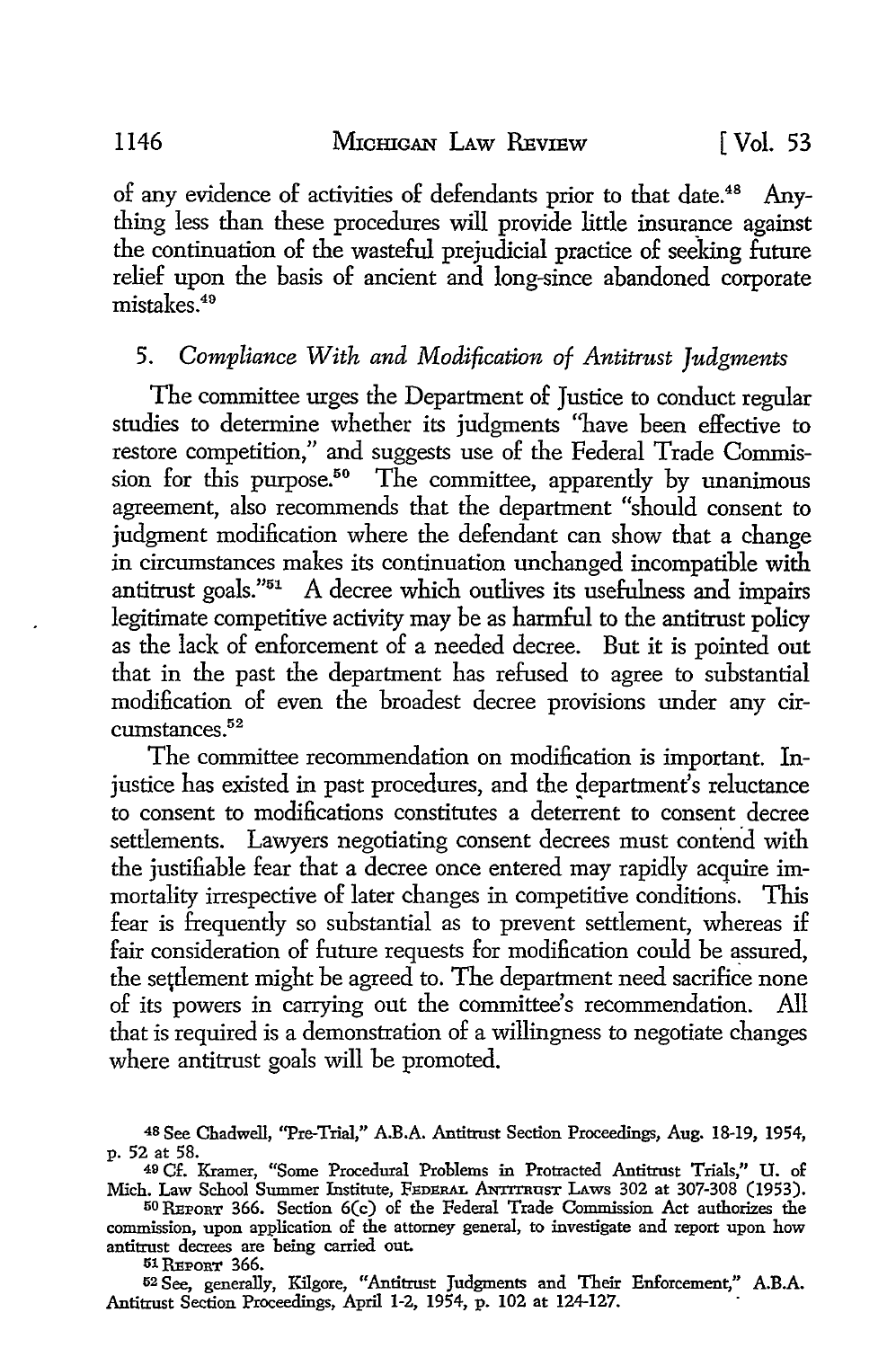of any evidence of activities of defendants prior to that date.[48] Anything less than these procedures will provide little insurance against the continuation of the wasteful prejudicial practice of seeking future relief upon the basis of ancient and long-since abandoned corporate mistakes.[49]

### 5. *Compliance With and Modification of Antitrust Judgments*

The committee urges the Department of Justice to conduct regular studies to determine whether its judgments "have been effective to restore competition," and suggests use of the Federal Trade Commission for this purpose.[50] The committee, apparently by unanimous agreement, also recommends that the department "should consent to judgment modification where the defendant can show that a change in circumstances makes its continuation unchanged incompatible with antitrust goals."[51] A decree which outlives its usefulness and impairs legitimate competitive activity may be as harmful to the antitrust policy as the lack of enforcement of a needed decree. But it is pointed out that in the past the department has refused to agree to substantial modification of even the broadest decree provisions under any circumstances.[52]

The committee recommendation on modification is important. Injustice has existed in past procedures, and the department's reluctance to consent to modifications constitutes a deterrent to consent decree settlements. Lawyers negotiating consent decrees must contend with the justifiable fear that a decree once entered may rapidly acquire immortality irrespective of later changes in competitive conditions. This fear is frequently so substantial as to prevent settlement, whereas if fair consideration of future requests for modification could be assured, the settlement might be agreed to. The department need sacrifice none of its powers in carrying out the committee's recommendation. All that is required is a demonstration of a willingness to negotiate changes where antitrust goals will be promoted.

---

[48] See Chadwell, "Pre-Trial," A.B.A. Antitrust Section Proceedings, Aug. 18-19, 1954, p. 52 at 58.

[49] Cf. Kramer, "Some Procedural Problems in Protracted Antitrust Trials," U. of Mich. Law School Summer Institute, FEDERAL ANTITRUST LAWS 302 at 307-308 (1953).

[50] REPORT 366. Section 6(c) of the Federal Trade Commission Act authorizes the commission, upon application of the attorney general, to investigate and report upon how antitrust decrees are being carried out.

[51] REPORT 366.

[52] See, generally, Kilgore, "Antitrust Judgments and Their Enforcement," A.B.A. Antitrust Section Proceedings, April 1-2, 1954, p. 102 at 124-127.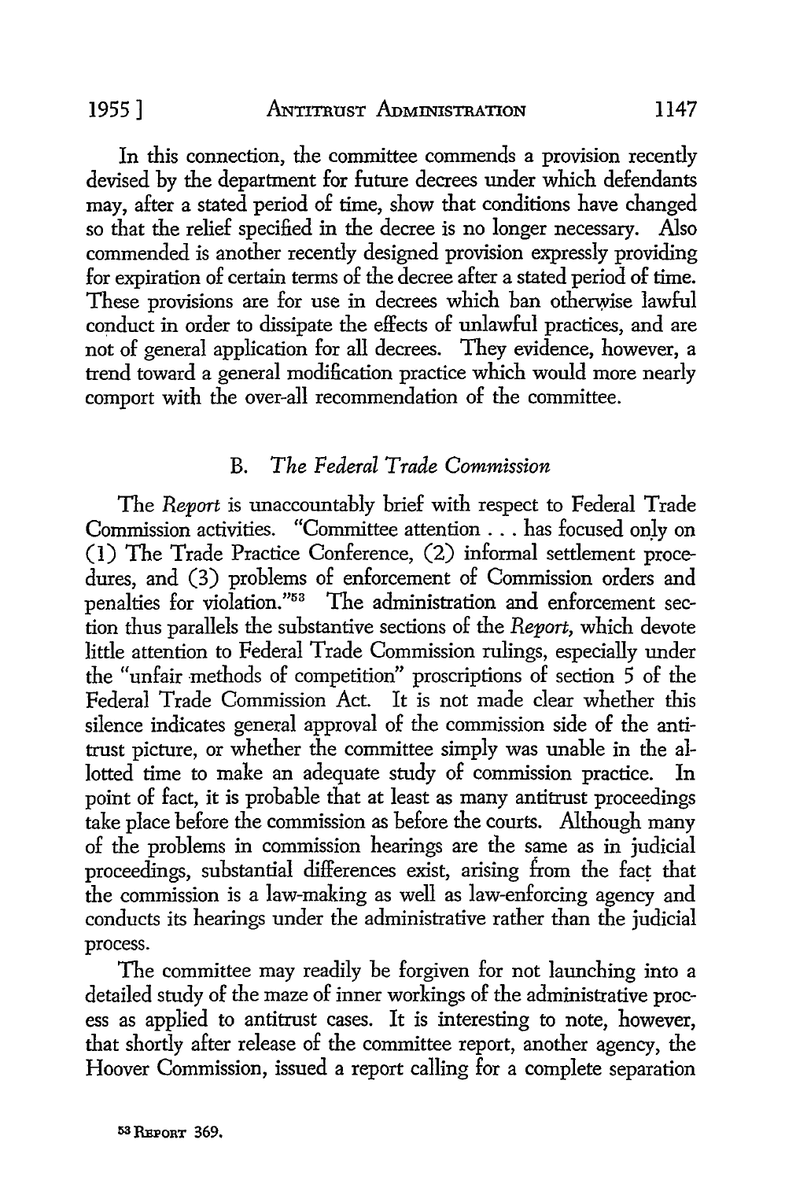In this connection, the committee commends a provision recently devised by the department for future decrees under which defendants may, after a stated period of time, show that conditions have changed so that the relief specified in the decree is no longer necessary. Also commended is another recently designed provision expressly providing for expiration of certain terms of the decree after a stated period of time. These provisions are for use in decrees which ban otherwise lawful conduct in order to dissipate the effects of unlawful practices, and are not of general application for all decrees. They evidence, however, a trend toward a general modification practice which would more nearly comport with the over-all recommendation of the committee.

### B. *The Federal Trade Commission*

The *Report* is unaccountably brief with respect to Federal Trade Commission activities. "Committee attention . . . has focused only on (1) The Trade Practice Conference, (2) informal settlement procedures, and (3) problems of enforcement of Commission orders and penalties for violation."[53] The administration and enforcement section thus parallels the substantive sections of the *Report*, which devote little attention to Federal Trade Commission rulings, especially under the "unfair methods of competition" proscriptions of section 5 of the Federal Trade Commission Act. It is not made clear whether this silence indicates general approval of the commission side of the antitrust picture, or whether the committee simply was unable in the allotted time to make an adequate study of commission practice. In point of fact, it is probable that at least as many antitrust proceedings take place before the commission as before the courts. Although many of the problems in commission hearings are the same as in judicial proceedings, substantial differences exist, arising from the fact that the commission is a law-making as well as law-enforcing agency and conducts its hearings under the administrative rather than the judicial process.

The committee may readily be forgiven for not launching into a detailed study of the maze of inner workings of the administrative process as applied to antitrust cases. It is interesting to note, however, that shortly after release of the committee report, another agency, the Hoover Commission, issued a report calling for a complete separation

[53] REPORT 369.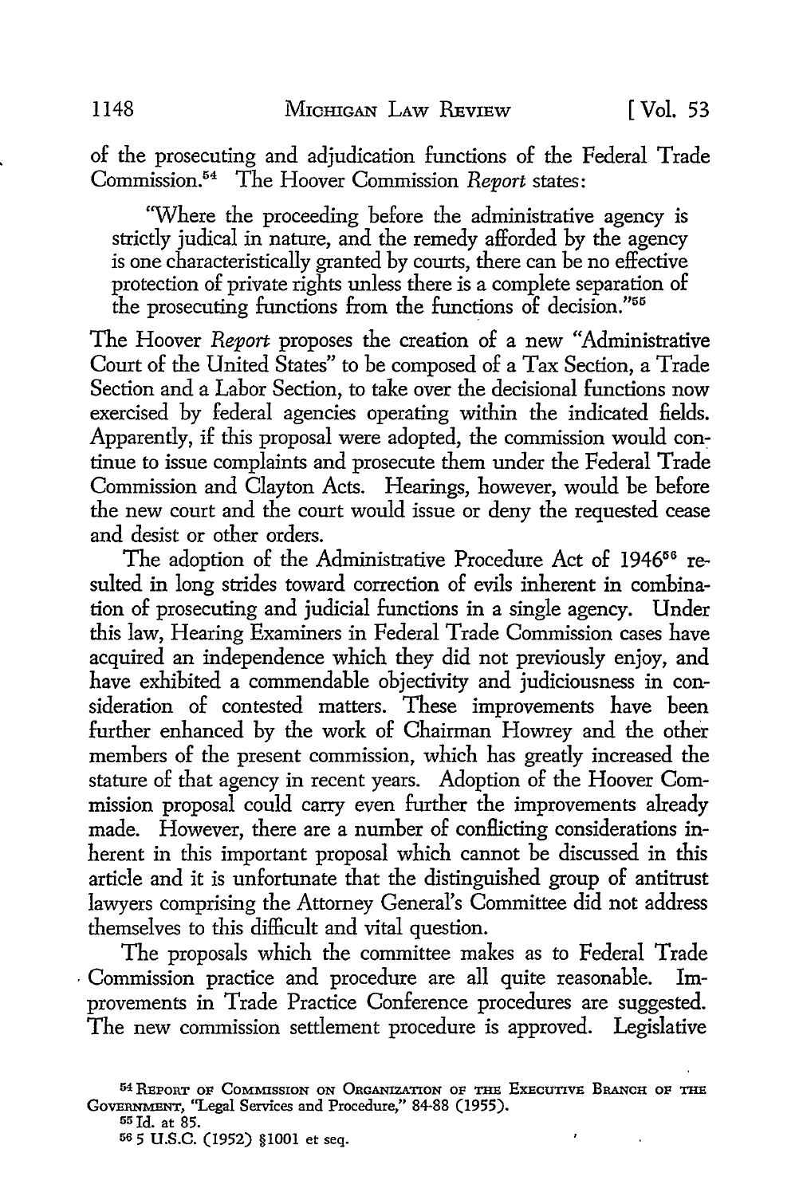of the prosecuting and adjudication functions of the Federal Trade Commission.[54] The Hoover Commission *Report* states:

> "Where the proceeding before the administrative agency is strictly judical in nature, and the remedy afforded by the agency is one characteristically granted by courts, there can be no effective protection of private rights unless there is a complete separation of the prosecuting functions from the functions of decision."[55]

The Hoover *Report* proposes the creation of a new "Administrative Court of the United States" to be composed of a Tax Section, a Trade Section and a Labor Section, to take over the decisional functions now exercised by federal agencies operating within the indicated fields. Apparently, if this proposal were adopted, the commission would continue to issue complaints and prosecute them under the Federal Trade Commission and Clayton Acts. Hearings, however, would be before the new court and the court would issue or deny the requested cease and desist or other orders.

The adoption of the Administrative Procedure Act of 1946[56] resulted in long strides toward correction of evils inherent in combination of prosecuting and judicial functions in a single agency. Under this law, Hearing Examiners in Federal Trade Commission cases have acquired an independence which they did not previously enjoy, and have exhibited a commendable objectivity and judiciousness in consideration of contested matters. These improvements have been further enhanced by the work of Chairman Howrey and the other members of the present commission, which has greatly increased the stature of that agency in recent years. Adoption of the Hoover Commission proposal could carry even further the improvements already made. However, there are a number of conflicting considerations inherent in this important proposal which cannot be discussed in this article and it is unfortunate that the distinguished group of antitrust lawyers comprising the Attorney General's Committee did not address themselves to this difficult and vital question.

The proposals which the committee makes as to Federal Trade Commission practice and procedure are all quite reasonable. Improvements in Trade Practice Conference procedures are suggested. The new commission settlement procedure is approved. Legislative

---

[54] Report of Commission on Organization of the Executive Branch of the Government, "Legal Services and Procedure," 84-88 (1955).

[55] Id. at 85.

[56] 5 U.S.C. (1952) §1001 et seq.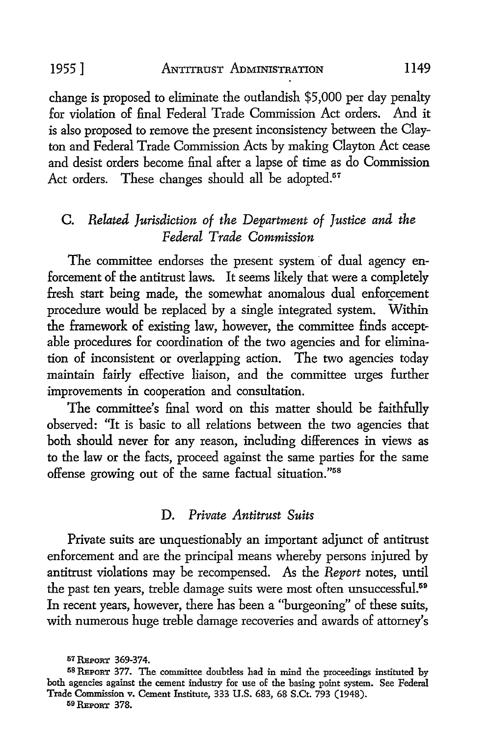change is proposed to eliminate the outlandish $5,000 per day penalty for violation of final Federal Trade Commission Act orders. And it is also proposed to remove the present inconsistency between the Clayton and Federal Trade Commission Acts by making Clayton Act cease and desist orders become final after a lapse of time as do Commission Act orders. These changes should all be adopted.[57]

### C. *Related Jurisdiction of the Department of Justice and the Federal Trade Commission*

The committee endorses the present system of dual agency enforcement of the antitrust laws. It seems likely that were a completely fresh start being made, the somewhat anomalous dual enforcement procedure would be replaced by a single integrated system. Within the framework of existing law, however, the committee finds acceptable procedures for coordination of the two agencies and for elimination of inconsistent or overlapping action. The two agencies today maintain fairly effective liaison, and the committee urges further improvements in cooperation and consultation.

The committee's final word on this matter should be faithfully observed: "It is basic to all relations between the two agencies that both should never for any reason, including differences in views as to the law or the facts, proceed against the same parties for the same offense growing out of the same factual situation."[58]

### D. *Private Antitrust Suits*

Private suits are unquestionably an important adjunct of antitrust enforcement and are the principal means whereby persons injured by antitrust violations may be recompensed. As the *Report* notes, until the past ten years, treble damage suits were most often unsuccessful.[59] In recent years, however, there has been a "burgeoning" of these suits, with numerous huge treble damage recoveries and awards of attorney's

---

[57] REPORT 369-374.

[58] REPORT 377. The committee doubtless had in mind the proceedings instituted by both agencies against the cement industry for use of the basing point system. See Federal Trade Commission v. Cement Institute, 333 U.S. 683, 68 S.Ct. 793 (1948).

[59] REPORT 378.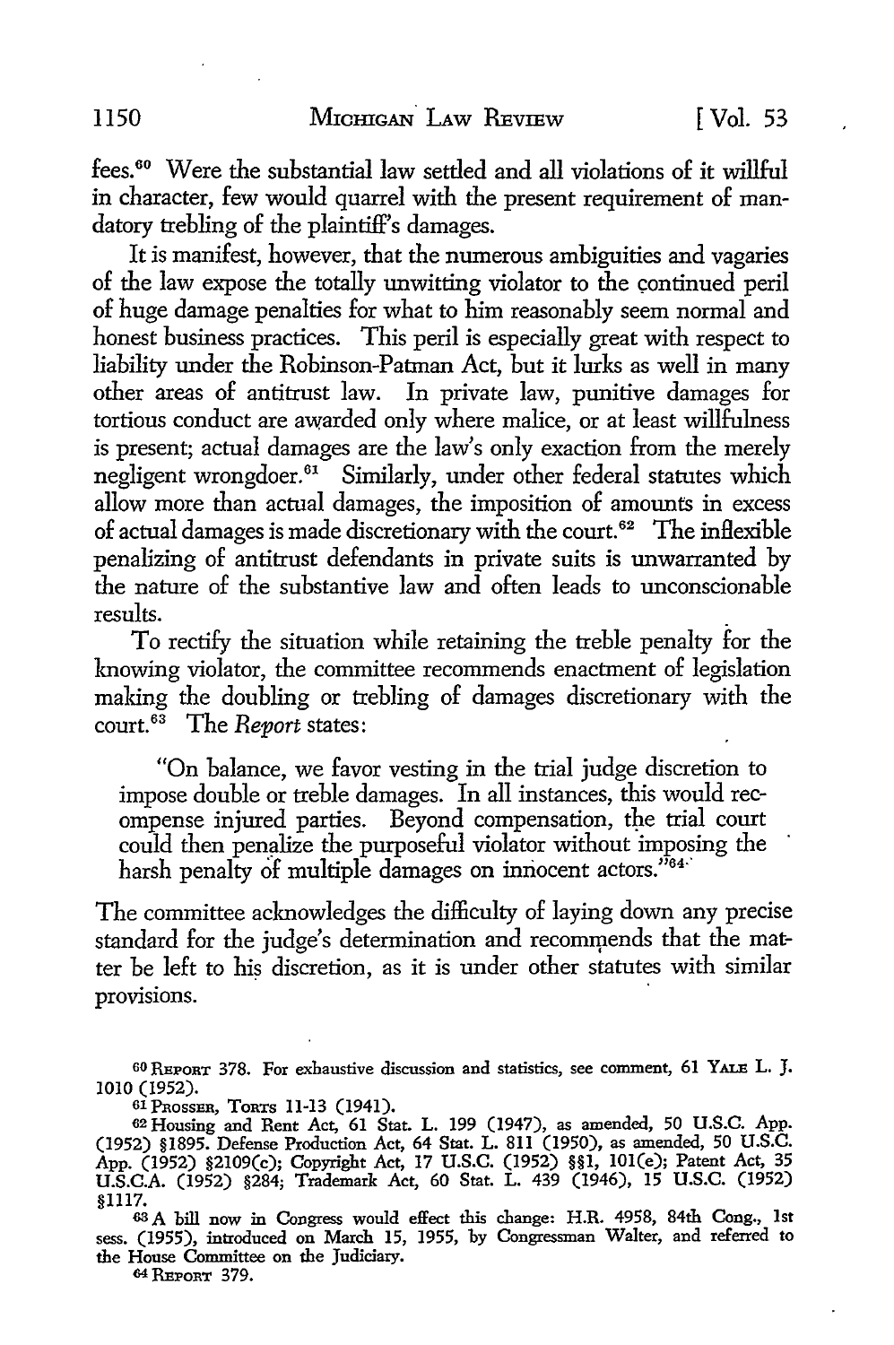fees.[60] Were the substantial law settled and all violations of it willful in character, few would quarrel with the present requirement of mandatory trebling of the plaintiff's damages.

It is manifest, however, that the numerous ambiguities and vagaries of the law expose the totally unwitting violator to the continued peril of huge damage penalties for what to him reasonably seem normal and honest business practices. This peril is especially great with respect to liability under the Robinson-Patman Act, but it lurks as well in many other areas of antitrust law. In private law, punitive damages for tortious conduct are awarded only where malice, or at least willfulness is present; actual damages are the law's only exaction from the merely negligent wrongdoer.[61] Similarly, under other federal statutes which allow more than actual damages, the imposition of amounts in excess of actual damages is made discretionary with the court.[62] The inflexible penalizing of antitrust defendants in private suits is unwarranted by the nature of the substantive law and often leads to unconscionable results.

To rectify the situation while retaining the treble penalty for the knowing violator, the committee recommends enactment of legislation making the doubling or trebling of damages discretionary with the court.[63] The *Report* states:

> "On balance, we favor vesting in the trial judge discretion to impose double or treble damages. In all instances, this would recompense injured parties. Beyond compensation, the trial court could then penalize the purposeful violator without imposing the harsh penalty of multiple damages on innocent actors."[64]

The committee acknowledges the difficulty of laying down any precise standard for the judge's determination and recommends that the matter be left to his discretion, as it is under other statutes with similar provisions.

---

[60] REPORT 378. For exhaustive discussion and statistics, see comment, 61 YALE L. J. 1010 (1952).

[61] PROSSER, TORTS 11-13 (1941).

[62] Housing and Rent Act, 61 Stat. L. 199 (1947), as amended, 50 U.S.C. App. (1952) §1895. Defense Production Act, 64 Stat. L. 811 (1950), as amended, 50 U.S.C. App. (1952) §2109(c); Copyright Act, 17 U.S.C. (1952) §§1, 101(e); Patent Act, 35 U.S.C.A. (1952) §284; Trademark Act, 60 Stat. L. 439 (1946), 15 U.S.C. (1952) §1117.

[63] A bill now in Congress would effect this change: H.R. 4958, 84th Cong., 1st sess. (1955), introduced on March 15, 1955, by Congressman Walter, and referred to the House Committee on the Judiciary.

[64] REPORT 379.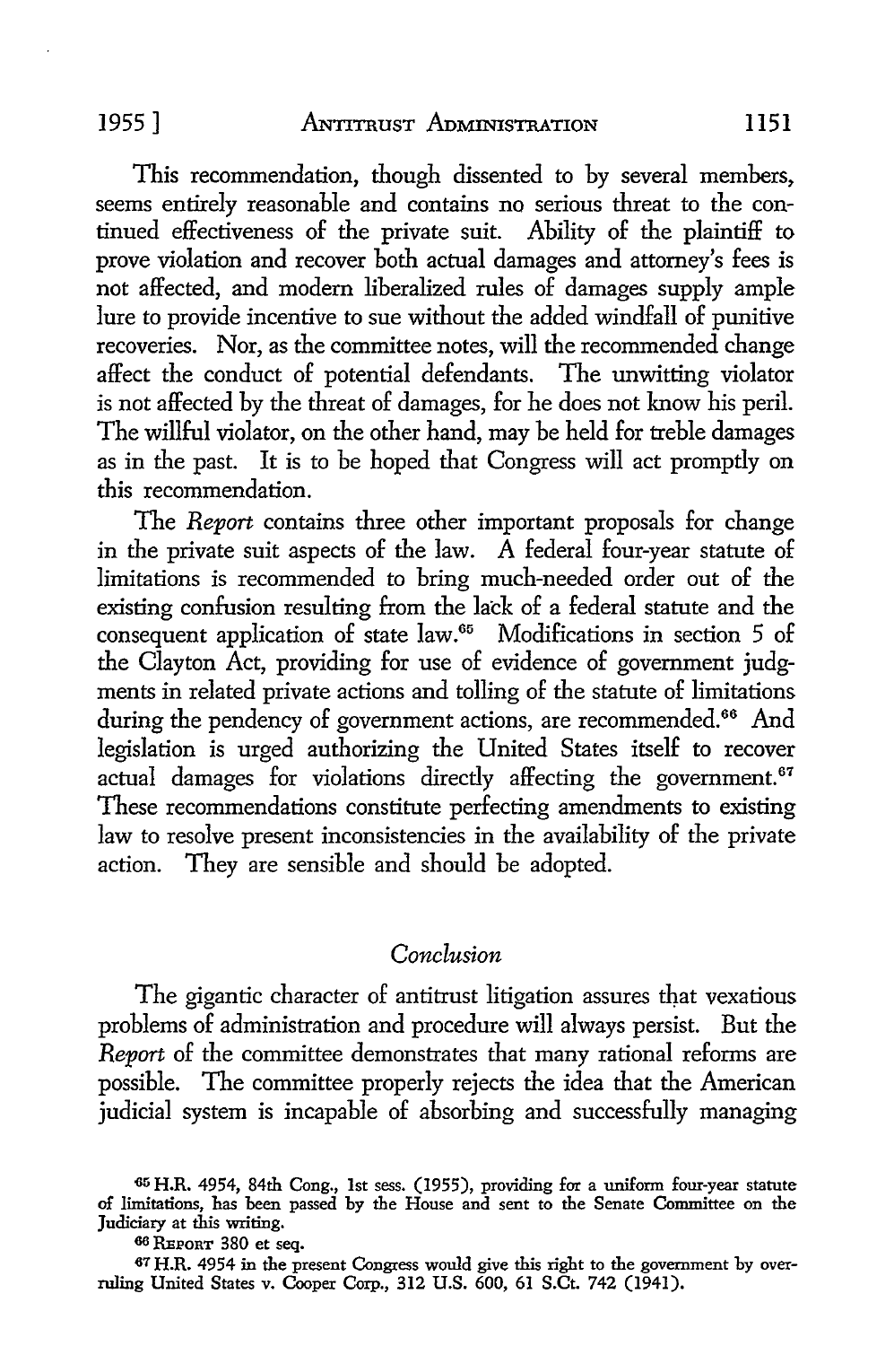This recommendation, though dissented to by several members, seems entirely reasonable and contains no serious threat to the continued effectiveness of the private suit. Ability of the plaintiff to prove violation and recover both actual damages and attorney's fees is not affected, and modern liberalized rules of damages supply ample lure to provide incentive to sue without the added windfall of punitive recoveries. Nor, as the committee notes, will the recommended change affect the conduct of potential defendants. The unwitting violator is not affected by the threat of damages, for he does not know his peril. The willful violator, on the other hand, may be held for treble damages as in the past. It is to be hoped that Congress will act promptly on this recommendation.

The *Report* contains three other important proposals for change in the private suit aspects of the law. A federal four-year statute of limitations is recommended to bring much-needed order out of the existing confusion resulting from the lack of a federal statute and the consequent application of state law.[65] Modifications in section 5 of the Clayton Act, providing for use of evidence of government judgments in related private actions and tolling of the statute of limitations during the pendency of government actions, are recommended.[66] And legislation is urged authorizing the United States itself to recover actual damages for violations directly affecting the government.[67] These recommendations constitute perfecting amendments to existing law to resolve present inconsistencies in the availability of the private action. They are sensible and should be adopted.

## *Conclusion*

The gigantic character of antitrust litigation assures that vexatious problems of administration and procedure will always persist. But the *Report* of the committee demonstrates that many rational reforms are possible. The committee properly rejects the idea that the American judicial system is incapable of absorbing and successfully managing

[65] H.R. 4954, 84th Cong., 1st sess. (1955), providing for a uniform four-year statute of limitations, has been passed by the House and sent to the Senate Committee on the Judiciary at this writing.

[66] REPORT 380 et seq.

[67] H.R. 4954 in the present Congress would give this right to the government by overruling United States v. Cooper Corp., 312 U.S. 600, 61 S.Ct. 742 (1941).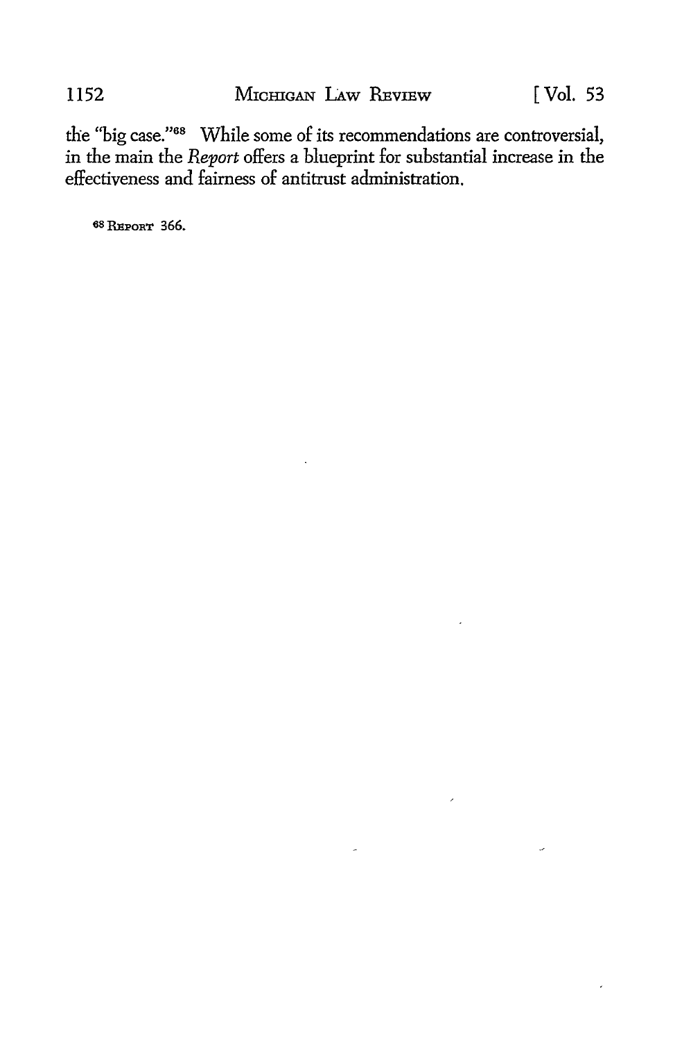the "big case."[68] While some of its recommendations are controversial, in the main the *Report* offers a blueprint for substantial increase in the effectiveness and fairness of antitrust administration.

[68] REPORT 366.